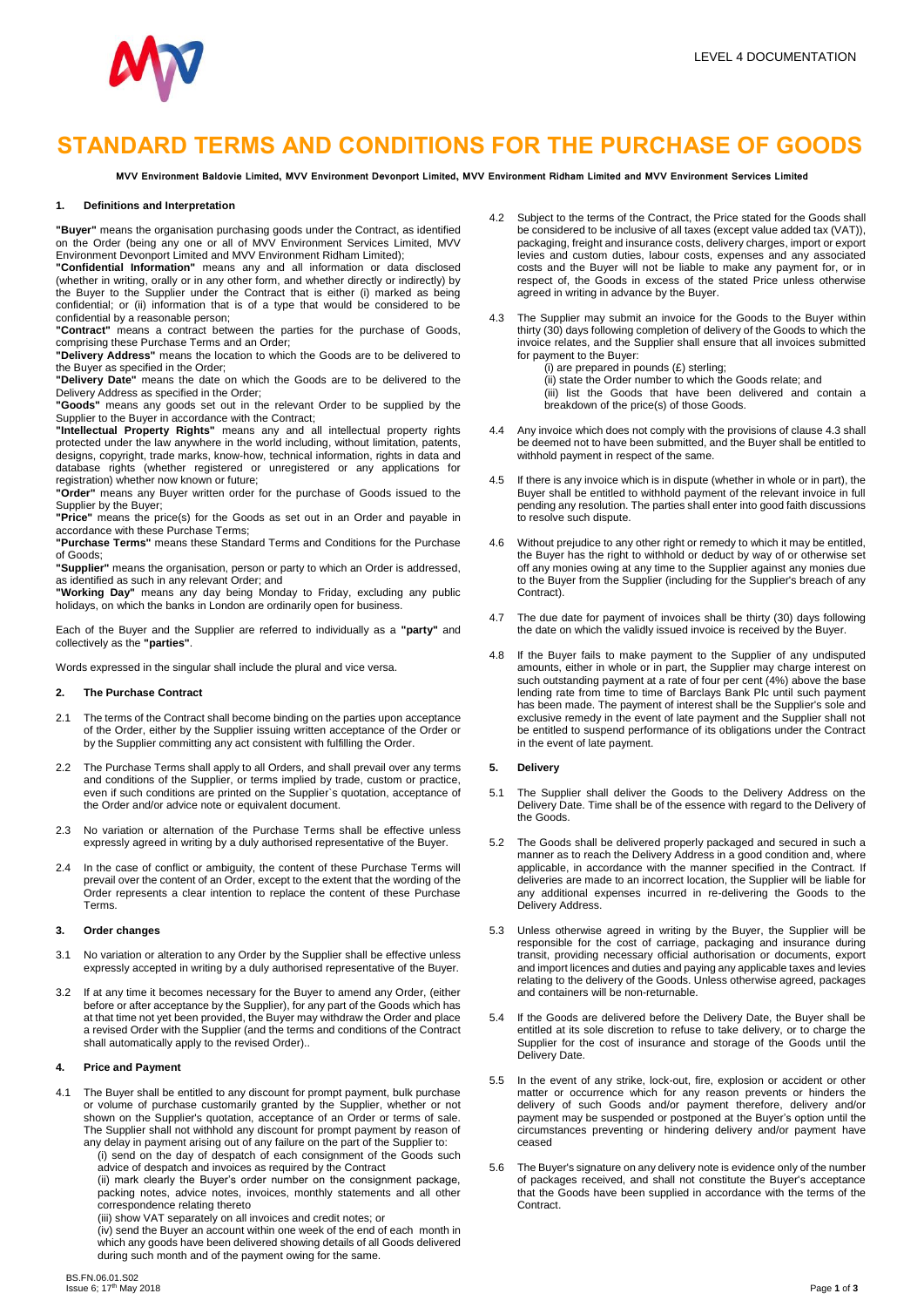# STANDARD TERMS AND CONDITIONS FOR THE PURCHASE OF GOODS

**MVV Environment Baldovie Limited, MVV Environment Devonport Limited, MVV Environment Ridham Limited and MVV Environment Services Limited**

## 1. Definitions and Interpretation

**"Buyer"** means the organisation purchasing goods under the Contract, as identified on the Order (being any one or all of MVV Environment Services Limited, MVV Environment Devonport Limited and MVV Environment Ridham Limited);

**"Confidential Information"** means any and all information or data disclosed (whether in writing, orally or in any other form, and whether directly or indirectly) by the Buyer to the Supplier under the Contract that is either (i) marked as being confidential; or (ii) information that is of a type that would be considered to be confidential by a reasonable person;

**"Contract"** means a contract between the parties for the purchase of Goods, comprising these Purchase Terms and an Order;

**"Delivery Address"** means the location to which the Goods are to be delivered to the Buyer as specified in the Order;

**"Delivery Date"** means the date on which the Goods are to be delivered to the Delivery Address as specified in the Order;

**"Goods"** means any goods set out in the relevant Order to be supplied by the Supplier to the Buyer in accordance with the Contract;

**"Intellectual Property Rights"** means any and all intellectual property rights protected under the law anywhere in the world including, without limitation, patents, designs, copyright, trade marks, know-how, technical information, rights in data and database rights (whether registered or unregistered or any applications for registration) whether now known or future;

**"Order"** means any Buyer written order for the purchase of Goods issued to the Supplier by the Buyer;

**"Price"** means the price(s) for the Goods as set out in an Order and payable in accordance with these Purchase Terms;

**"Purchase Terms"** means these Standard Terms and Conditions for the Purchase of Goods;

**"Supplier"** means the organisation, person or party to which an Order is addressed, as identified as such in any relevant Order; and

**"Working Day"** means any day being Monday to Friday, excluding any public holidays, on which the banks in London are ordinarily open for business.

Each of the Buyer and the Supplier are referred to individually as a **"party"** and collectively as the **"parties"**.

Words expressed in the singular shall include the plural and vice versa.

## 2. The Purchase Contract

2.1 The terms of the Contract shall become binding on the parties upon acceptance of the Order, either by the Supplier issuing written acceptance of the Order or by the Supplier committing any act consistent with fulfilling the Order.

2.2 The Purchase Terms shall apply to all Orders, and shall prevail over any terms and conditions of the Supplier, or terms implied by trade, custom or practice, even if such conditions are printed on the Supplier`s quotation, acceptance of the Order and/or advice note or equivalent document.

2.3 No variation or alternation of the Purchase Terms shall be effective unless expressly agreed in writing by a duly authorised representative of the Buyer.

2.4 In the case of conflict or ambiguity, the content of these Purchase Terms will prevail over the content of an Order, except to the extent that the wording of the Order represents a clear intention to replace the content of these Purchase Terms.

## 3. Order changes

3.1 No variation or alteration to any Order by the Supplier shall be effective unless expressly accepted in writing by a duly authorised representative of the Buyer.

3.2 If at any time it becomes necessary for the Buyer to amend any Order, (either before or after acceptance by the Supplier), for any part of the Goods which has at that time not yet been provided, the Buyer may withdraw the Order and place a revised Order with the Supplier (and the terms and conditions of the Contract shall automatically apply to the revised Order)..

## 4. Price and Payment

4.1 The Buyer shall be entitled to any discount for prompt payment, bulk purchase or volume of purchase customarily granted by the Supplier, whether or not shown on the Supplier's quotation, acceptance of an Order or terms of sale. The Supplier shall not withhold any discount for prompt payment by reason of any delay in payment arising out of any failure on the part of the Supplier to:

(i) send on the day of despatch of each consignment of the Goods such advice of despatch and invoices as required by the Contract

(ii) mark clearly the Buyer's order number on the consignment package, packing notes, advice notes, invoices, monthly statements and all other correspondence relating thereto

(iii) show VAT separately on all invoices and credit notes; or

(iv) send the Buyer an account within one week of the end of each month in which any goods have been delivered showing details of all Goods delivered during such month and of the payment owing for the same.

4.2 Subject to the terms of the Contract, the Price stated for the Goods shall be considered to be inclusive of all taxes (except value added tax (VAT)), packaging, freight and insurance costs, delivery charges, import or export levies and custom duties, labour costs, expenses and any associated costs and the Buyer will not be liable to make any payment for, or in respect of, the Goods in excess of the stated Price unless otherwise agreed in writing in advance by the Buyer.

4.3 The Supplier may submit an invoice for the Goods to the Buyer within thirty (30) days following completion of delivery of the Goods to which the invoice relates, and the Supplier shall ensure that all invoices submitted for payment to the Buyer:

(i) are prepared in pounds (£) sterling;

(ii) state the Order number to which the Goods relate; and

(iii) list the Goods that have been delivered and contain a breakdown of the price(s) of those Goods.

4.4 Any invoice which does not comply with the provisions of clause 4.3 shall be deemed not to have been submitted, and the Buyer shall be entitled to withhold payment in respect of the same.

4.5 If there is any invoice which is in dispute (whether in whole or in part), the Buyer shall be entitled to withhold payment of the relevant invoice in full pending any resolution. The parties shall enter into good faith discussions to resolve such dispute.

4.6 Without prejudice to any other right or remedy to which it may be entitled, the Buyer has the right to withhold or deduct by way of or otherwise set off any monies owing at any time to the Supplier against any monies due to the Buyer from the Supplier (including for the Supplier's breach of any Contract).

4.7 The due date for payment of invoices shall be thirty (30) days following the date on which the validly issued invoice is received by the Buyer.

4.8 If the Buyer fails to make payment to the Supplier of any undisputed amounts, either in whole or in part, the Supplier may charge interest on such outstanding payment at a rate of four per cent (4%) above the base lending rate from time to time of Barclays Bank Plc until such payment has been made. The payment of interest shall be the Supplier's sole and exclusive remedy in the event of late payment and the Supplier shall not be entitled to suspend performance of its obligations under the Contract in the event of late payment.

## 5. Delivery

5.1 The Supplier shall deliver the Goods to the Delivery Address on the Delivery Date. Time shall be of the essence with regard to the Delivery of the Goods.

5.2 The Goods shall be delivered properly packaged and secured in such a manner as to reach the Delivery Address in a good condition and, where applicable, in accordance with the manner specified in the Contract. If deliveries are made to an incorrect location, the Supplier will be liable for any additional expenses incurred in re-delivering the Goods to the Delivery Address.

5.3 Unless otherwise agreed in writing by the Buyer, the Supplier will be responsible for the cost of carriage, packaging and insurance during transit, providing necessary official authorisation or documents, export and import licences and duties and paying any applicable taxes and levies relating to the delivery of the Goods. Unless otherwise agreed, packages and containers will be non-returnable.

5.4 If the Goods are delivered before the Delivery Date, the Buyer shall be entitled at its sole discretion to refuse to take delivery, or to charge the Supplier for the cost of insurance and storage of the Goods until the Delivery Date.

5.5 In the event of any strike, lock-out, fire, explosion or accident or other matter or occurrence which for any reason prevents or hinders the delivery of such Goods and/or payment therefore, delivery and/or payment may be suspended or postponed at the Buyer's option until the circumstances preventing or hindering delivery and/or payment have ceased

5.6 The Buyer's signature on any delivery note is evidence only of the number of packages received, and shall not constitute the Buyer's acceptance that the Goods have been supplied in accordance with the terms of the Contract.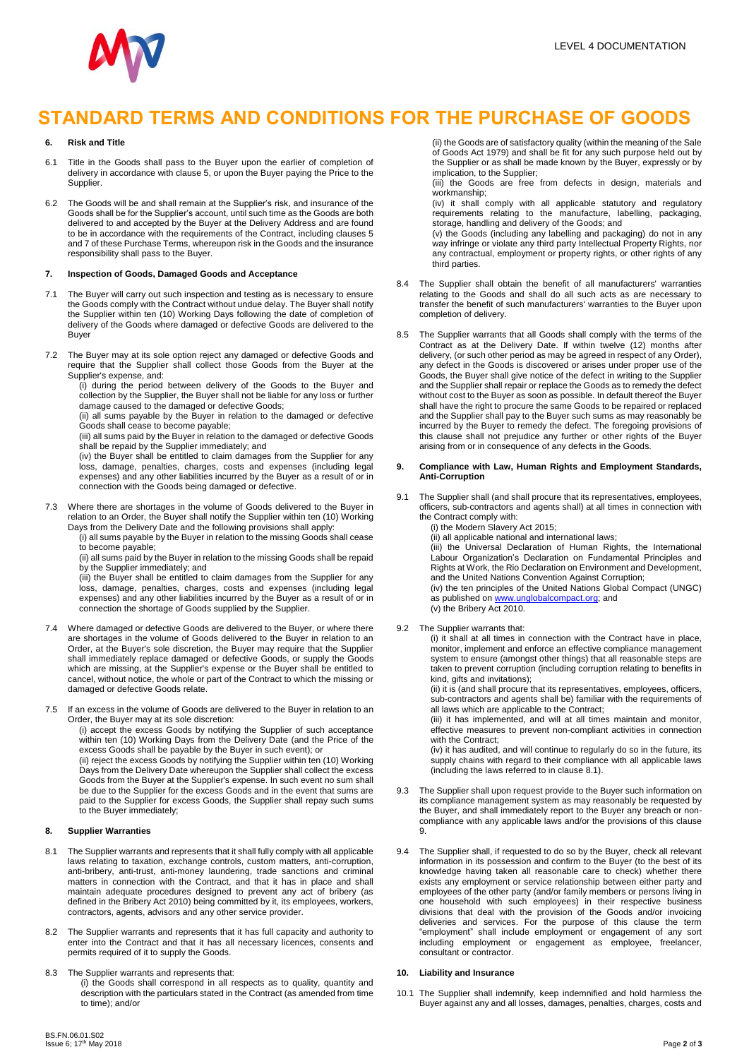# STANDARD TERMS AND CONDITIONS FOR THE PURCHASE OF GOODS

**6. Risk and Title**

6.1 Title in the Goods shall pass to the Buyer upon the earlier of completion of delivery in accordance with clause 5, or upon the Buyer paying the Price to the Supplier.

6.2 The Goods will be and shall remain at the Supplier's risk, and insurance of the Goods shall be for the Supplier's account, until such time as the Goods are both delivered to and accepted by the Buyer at the Delivery Address and are found to be in accordance with the requirements of the Contract, including clauses 5 and 7 of these Purchase Terms, whereupon risk in the Goods and the insurance responsibility shall pass to the Buyer.

**7. Inspection of Goods, Damaged Goods and Acceptance**

7.1 The Buyer will carry out such inspection and testing as is necessary to ensure the Goods comply with the Contract without undue delay. The Buyer shall notify the Supplier within ten (10) Working Days following the date of completion of delivery of the Goods where damaged or defective Goods are delivered to the Buyer

7.2 The Buyer may at its sole option reject any damaged or defective Goods and require that the Supplier shall collect those Goods from the Buyer at the Supplier's expense, and:

(i) during the period between delivery of the Goods to the Buyer and collection by the Supplier, the Buyer shall not be liable for any loss or further damage caused to the damaged or defective Goods;

(ii) all sums payable by the Buyer in relation to the damaged or defective Goods shall cease to become payable;

(iii) all sums paid by the Buyer in relation to the damaged or defective Goods shall be repaid by the Supplier immediately; and

(iv) the Buyer shall be entitled to claim damages from the Supplier for any loss, damage, penalties, charges, costs and expenses (including legal expenses) and any other liabilities incurred by the Buyer as a result of or in connection with the Goods being damaged or defective.

7.3 Where there are shortages in the volume of Goods delivered to the Buyer in relation to an Order, the Buyer shall notify the Supplier within ten (10) Working Days from the Delivery Date and the following provisions shall apply:

(i) all sums payable by the Buyer in relation to the missing Goods shall cease to become payable;

(ii) all sums paid by the Buyer in relation to the missing Goods shall be repaid by the Supplier immediately; and

(iii) the Buyer shall be entitled to claim damages from the Supplier for any loss, damage, penalties, charges, costs and expenses (including legal expenses) and any other liabilities incurred by the Buyer as a result of or in connection the shortage of Goods supplied by the Supplier.

7.4 Where damaged or defective Goods are delivered to the Buyer, or where there are shortages in the volume of Goods delivered to the Buyer in relation to an Order, at the Buyer's sole discretion, the Buyer may require that the Supplier shall immediately replace damaged or defective Goods, or supply the Goods which are missing, at the Supplier's expense or the Buyer shall be entitled to cancel, without notice, the whole or part of the Contract to which the missing or damaged or defective Goods relate.

7.5 If an excess in the volume of Goods are delivered to the Buyer in relation to an Order, the Buyer may at its sole discretion:

(i) accept the excess Goods by notifying the Supplier of such acceptance within ten (10) Working Days from the Delivery Date (and the Price of the excess Goods shall be payable by the Buyer in such event); or

(ii) reject the excess Goods by notifying the Supplier within ten (10) Working Days from the Delivery Date whereupon the Supplier shall collect the excess Goods from the Buyer at the Supplier's expense. In such event no sum shall be due to the Supplier for the excess Goods and in the event that sums are paid to the Supplier for excess Goods, the Supplier shall repay such sums to the Buyer immediately;

**8. Supplier Warranties**

8.1 The Supplier warrants and represents that it shall fully comply with all applicable laws relating to taxation, exchange controls, custom matters, anti-corruption, anti-bribery, anti-trust, anti-money laundering, trade sanctions and criminal matters in connection with the Contract, and that it has in place and shall maintain adequate procedures designed to prevent any act of bribery (as defined in the Bribery Act 2010) being committed by it, its employees, workers, contractors, agents, advisors and any other service provider.

8.2 The Supplier warrants and represents that it has full capacity and authority to enter into the Contract and that it has all necessary licences, consents and permits required of it to supply the Goods.

8.3 The Supplier warrants and represents that:

(i) the Goods shall correspond in all respects as to quality, quantity and description with the particulars stated in the Contract (as amended from time to time); and/or

(ii) the Goods are of satisfactory quality (within the meaning of the Sale of Goods Act 1979) and shall be fit for any such purpose held out by the Supplier or as shall be made known by the Buyer, expressly or by implication, to the Supplier;

(iii) the Goods are free from defects in design, materials and workmanship;

(iv) it shall comply with all applicable statutory and regulatory requirements relating to the manufacture, labelling, packaging, storage, handling and delivery of the Goods; and

(v) the Goods (including any labelling and packaging) do not in any way infringe or violate any third party Intellectual Property Rights, nor any contractual, employment or property rights, or other rights of any third parties.

8.4 The Supplier shall obtain the benefit of all manufacturers' warranties relating to the Goods and shall do all such acts as are necessary to transfer the benefit of such manufacturers' warranties to the Buyer upon completion of delivery.

8.5 The Supplier warrants that all Goods shall comply with the terms of the Contract as at the Delivery Date. If within twelve (12) months after delivery, (or such other period as may be agreed in respect of any Order), any defect in the Goods is discovered or arises under proper use of the Goods, the Buyer shall give notice of the defect in writing to the Supplier and the Supplier shall repair or replace the Goods as to remedy the defect without cost to the Buyer as soon as possible. In default thereof the Buyer shall have the right to procure the same Goods to be repaired or replaced and the Supplier shall pay to the Buyer such sums as may reasonably be incurred by the Buyer to remedy the defect. The foregoing provisions of this clause shall not prejudice any further or other rights of the Buyer arising from or in consequence of any defects in the Goods.

**9. Compliance with Law, Human Rights and Employment Standards, Anti-Corruption**

9.1 The Supplier shall (and shall procure that its representatives, employees, officers, sub-contractors and agents shall) at all times in connection with the Contract comply with:

(i) the Modern Slavery Act 2015;

(ii) all applicable national and international laws;

(iii) the Universal Declaration of Human Rights, the International Labour Organization's Declaration on Fundamental Principles and Rights at Work, the Rio Declaration on Environment and Development, and the United Nations Convention Against Corruption;

(iv) the ten principles of the United Nations Global Compact (UNGC) as published on www.unglobalcompact.org; and

(v) the Bribery Act 2010.

9.2 The Supplier warrants that:

(i) it shall at all times in connection with the Contract have in place, monitor, implement and enforce an effective compliance management system to ensure (amongst other things) that all reasonable steps are taken to prevent corruption (including corruption relating to benefits in kind, gifts and invitations);

(ii) it is (and shall procure that its representatives, employees, officers, sub-contractors and agents shall be) familiar with the requirements of all laws which are applicable to the Contract;

(iii) it has implemented, and will at all times maintain and monitor, effective measures to prevent non-compliant activities in connection with the Contract;

(iv) it has audited, and will continue to regularly do so in the future, its supply chains with regard to their compliance with all applicable laws (including the laws referred to in clause 8.1).

9.3 The Supplier shall upon request provide to the Buyer such information on its compliance management system as may reasonably be requested by the Buyer, and shall immediately report to the Buyer any breach or non-compliance with any applicable laws and/or the provisions of this clause 9.

9.4 The Supplier shall, if requested to do so by the Buyer, check all relevant information in its possession and confirm to the Buyer (to the best of its knowledge having taken all reasonable care to check) whether there exists any employment or service relationship between either party and employees of the other party (and/or family members or persons living in one household with such employees) in their respective business divisions that deal with the provision of the Goods and/or invoicing deliveries and services. For the purpose of this clause the term "employment" shall include employment or engagement of any sort including employment or engagement as employee, freelancer, consultant or contractor.

**10. Liability and Insurance**

10.1 The Supplier shall indemnify, keep indemnified and hold harmless the Buyer against any and all losses, damages, penalties, charges, costs and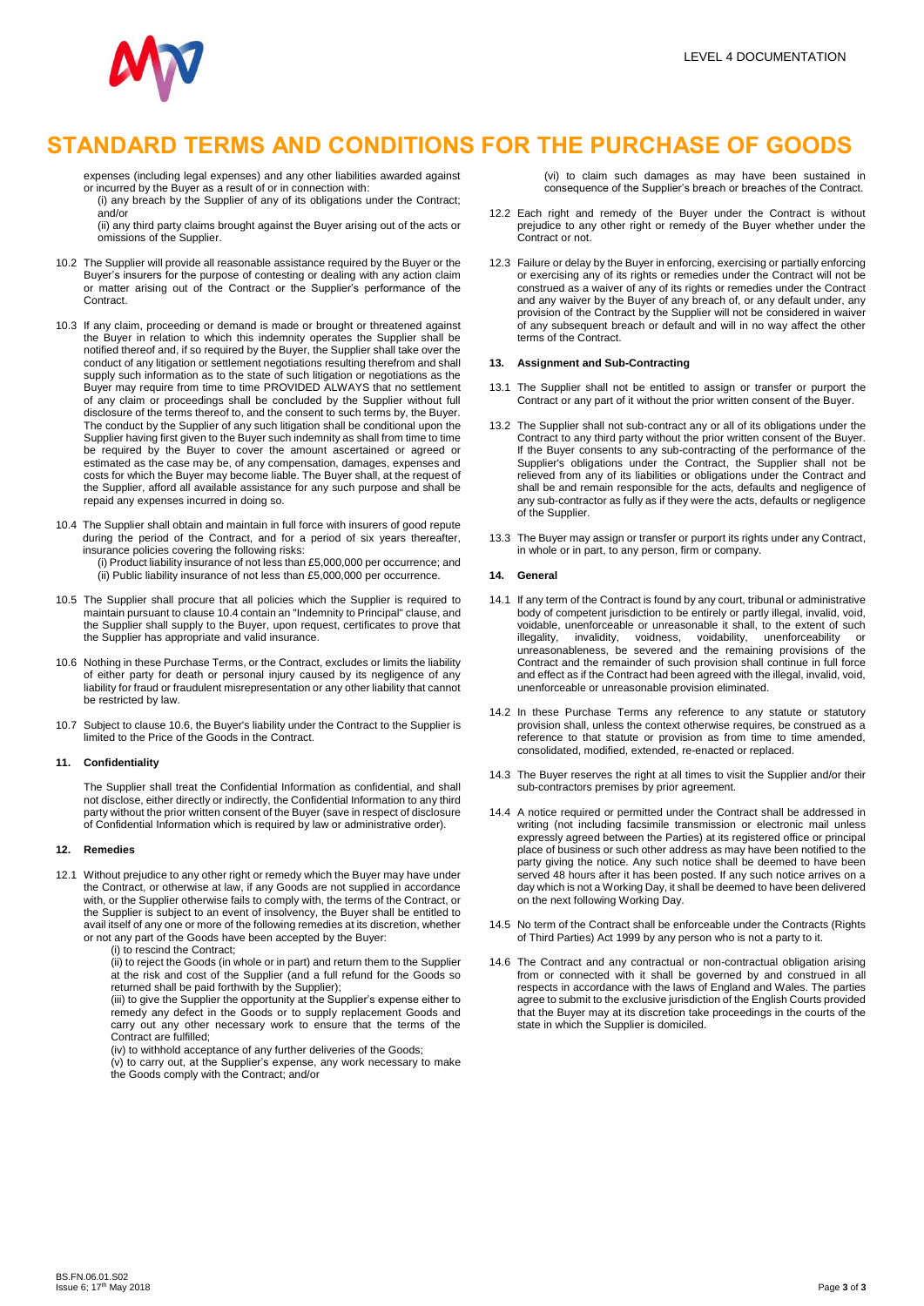# STANDARD TERMS AND CONDITIONS FOR THE PURCHASE OF GOODS

expenses (including legal expenses) and any other liabilities awarded against or incurred by the Buyer as a result of or in connection with:

(i) any breach by the Supplier of any of its obligations under the Contract; and/or

(ii) any third party claims brought against the Buyer arising out of the acts or omissions of the Supplier.

10.2 The Supplier will provide all reasonable assistance required by the Buyer or the Buyer's insurers for the purpose of contesting or dealing with any action claim or matter arising out of the Contract or the Supplier's performance of the Contract.

10.3 If any claim, proceeding or demand is made or brought or threatened against the Buyer in relation to which this indemnity operates the Supplier shall be notified thereof and, if so required by the Buyer, the Supplier shall take over the conduct of any litigation or settlement negotiations resulting therefrom and shall supply such information as to the state of such litigation or negotiations as the Buyer may require from time to time PROVIDED ALWAYS that no settlement of any claim or proceedings shall be concluded by the Supplier without full disclosure of the terms thereof to, and the consent to such terms by, the Buyer. The conduct by the Supplier of any such litigation shall be conditional upon the Supplier having first given to the Buyer such indemnity as shall from time to time be required by the Buyer to cover the amount ascertained or agreed or estimated as the case may be, of any compensation, damages, expenses and costs for which the Buyer may become liable. The Buyer shall, at the request of the Supplier, afford all available assistance for any such purpose and shall be repaid any expenses incurred in doing so.

10.4 The Supplier shall obtain and maintain in full force with insurers of good repute during the period of the Contract, and for a period of six years thereafter, insurance policies covering the following risks:

(i) Product liability insurance of not less than £5,000,000 per occurrence; and

(ii) Public liability insurance of not less than £5,000,000 per occurrence.

10.5 The Supplier shall procure that all policies which the Supplier is required to maintain pursuant to clause 10.4 contain an "Indemnity to Principal" clause, and the Supplier shall supply to the Buyer, upon request, certificates to prove that the Supplier has appropriate and valid insurance.

10.6 Nothing in these Purchase Terms, or the Contract, excludes or limits the liability of either party for death or personal injury caused by its negligence of any liability for fraud or fraudulent misrepresentation or any other liability that cannot be restricted by law.

10.7 Subject to clause 10.6, the Buyer's liability under the Contract to the Supplier is limited to the Price of the Goods in the Contract.

## 11. Confidentiality

The Supplier shall treat the Confidential Information as confidential, and shall not disclose, either directly or indirectly, the Confidential Information to any third party without the prior written consent of the Buyer (save in respect of disclosure of Confidential Information which is required by law or administrative order).

## 12. Remedies

12.1 Without prejudice to any other right or remedy which the Buyer may have under the Contract, or otherwise at law, if any Goods are not supplied in accordance with, or the Supplier otherwise fails to comply with, the terms of the Contract, or the Supplier is subject to an event of insolvency, the Buyer shall be entitled to avail itself of any one or more of the following remedies at its discretion, whether or not any part of the Goods have been accepted by the Buyer:

(i) to rescind the Contract;

(ii) to reject the Goods (in whole or in part) and return them to the Supplier at the risk and cost of the Supplier (and a full refund for the Goods so returned shall be paid forthwith by the Supplier);

(iii) to give the Supplier the opportunity at the Supplier's expense either to remedy any defect in the Goods or to supply replacement Goods and carry out any other necessary work to ensure that the terms of the Contract are fulfilled;

(iv) to withhold acceptance of any further deliveries of the Goods;

(v) to carry out, at the Supplier's expense, any work necessary to make the Goods comply with the Contract; and/or

(vi) to claim such damages as may have been sustained in consequence of the Supplier's breach or breaches of the Contract.

12.2 Each right and remedy of the Buyer under the Contract is without prejudice to any other right or remedy of the Buyer whether under the Contract or not.

12.3 Failure or delay by the Buyer in enforcing, exercising or partially enforcing or exercising any of its rights or remedies under the Contract will not be construed as a waiver of any of its rights or remedies under the Contract and any waiver by the Buyer of any breach of, or any default under, any provision of the Contract by the Supplier will not be considered in waiver of any subsequent breach or default and will in no way affect the other terms of the Contract.

## 13. Assignment and Sub-Contracting

13.1 The Supplier shall not be entitled to assign or transfer or purport the Contract or any part of it without the prior written consent of the Buyer.

13.2 The Supplier shall not sub-contract any or all of its obligations under the Contract to any third party without the prior written consent of the Buyer. If the Buyer consents to any sub-contracting of the performance of the Supplier's obligations under the Contract, the Supplier shall not be relieved from any of its liabilities or obligations under the Contract and shall be and remain responsible for the acts, defaults and negligence of any sub-contractor as fully as if they were the acts, defaults or negligence of the Supplier.

13.3 The Buyer may assign or transfer or purport its rights under any Contract, in whole or in part, to any person, firm or company.

## 14. General

14.1 If any term of the Contract is found by any court, tribunal or administrative body of competent jurisdiction to be entirely or partly illegal, invalid, void, voidable, unenforceable or unreasonable it shall, to the extent of such illegality, invalidity, voidness, voidability, unenforceability or unreasonableness, be severed and the remaining provisions of the Contract and the remainder of such provision shall continue in full force and effect as if the Contract had been agreed with the illegal, invalid, void, unenforceable or unreasonable provision eliminated.

14.2 In these Purchase Terms any reference to any statute or statutory provision shall, unless the context otherwise requires, be construed as a reference to that statute or provision as from time to time amended, consolidated, modified, extended, re-enacted or replaced.

14.3 The Buyer reserves the right at all times to visit the Supplier and/or their sub-contractors premises by prior agreement.

14.4 A notice required or permitted under the Contract shall be addressed in writing (not including facsimile transmission or electronic mail unless expressly agreed between the Parties) at its registered office or principal place of business or such other address as may have been notified to the party giving the notice. Any such notice shall be deemed to have been served 48 hours after it has been posted. If any such notice arrives on a day which is not a Working Day, it shall be deemed to have been delivered on the next following Working Day.

14.5 No term of the Contract shall be enforceable under the Contracts (Rights of Third Parties) Act 1999 by any person who is not a party to it.

14.6 The Contract and any contractual or non-contractual obligation arising from or connected with it shall be governed by and construed in all respects in accordance with the laws of England and Wales. The parties agree to submit to the exclusive jurisdiction of the English Courts provided that the Buyer may at its discretion take proceedings in the courts of the state in which the Supplier is domiciled.